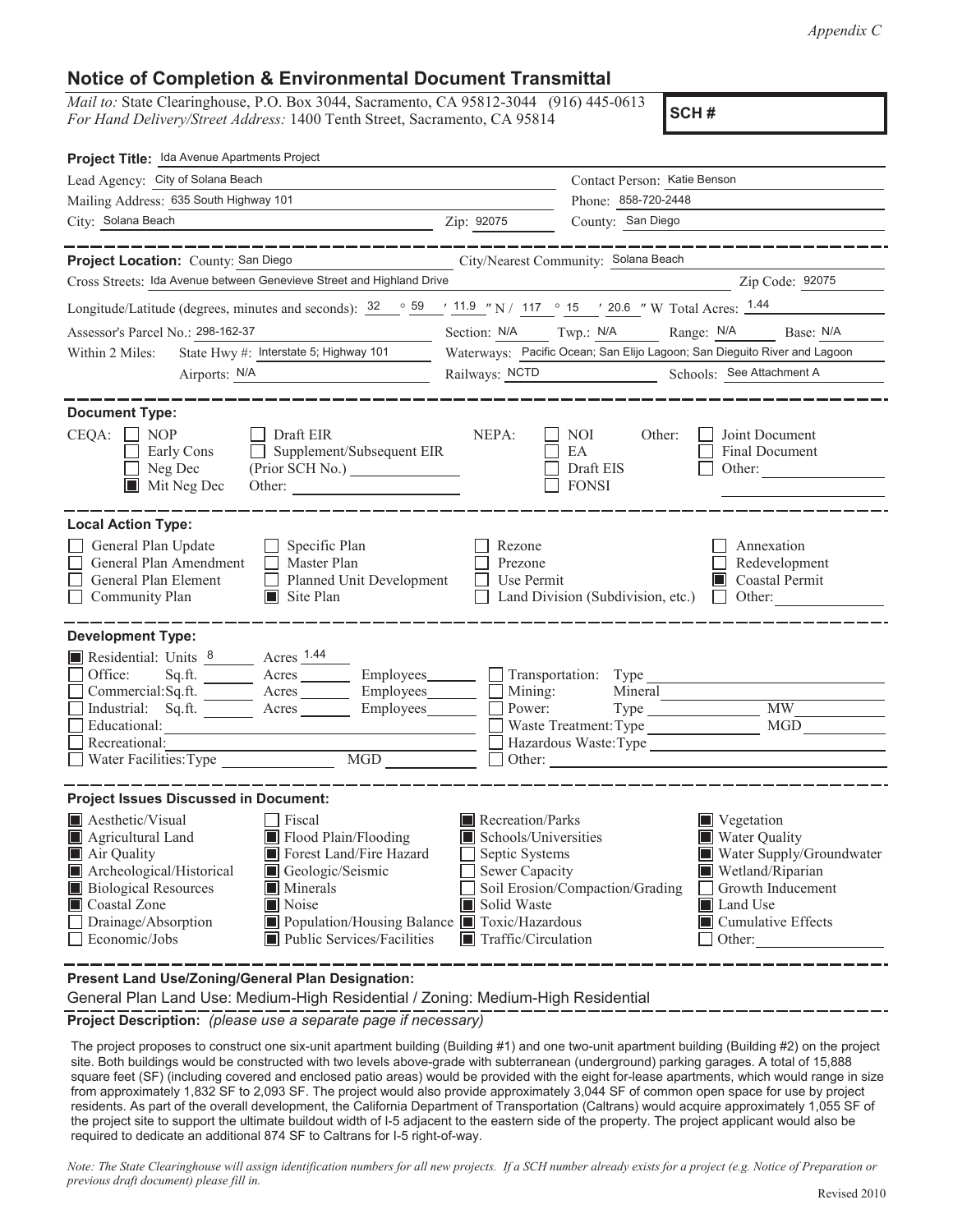*Appendix C*

# Notice of Completion & Environmental Document Transmittal

*Mail to:* State Clearinghouse, P.O. Box 3044, Sacramento, CA 95812-3044 (916) 445-0613
*For Hand Delivery/Street Address:* 1400 Tenth Street, Sacramento, CA 95814

**SCH #**

**Project Title:** Ida Avenue Apartments Project

Lead Agency: City of Solana Beach
Contact Person: Katie Benson
Mailing Address: 635 South Highway 101
Phone: 858-720-2448
City: Solana Beach
Zip: 92075
County: San Diego

---

**Project Location:** County: San Diego
City/Nearest Community: Solana Beach
Cross Streets: Ida Avenue between Genevieve Street and Highland Drive
Zip Code: 92075

Longitude/Latitude (degrees, minutes and seconds): 32 ° 59 ′ 11.9 ″ N / 117 ° 15 ′ 20.6 ″ W Total Acres: 1.44

Assessor's Parcel No.: 298-162-37
Section: N/A Twp.: N/A Range: N/A Base: N/A

Within 2 Miles: State Hwy #: Interstate 5; Highway 101
Waterways: Pacific Ocean; San Elijo Lagoon; San Dieguito River and Lagoon
Airports: N/A
Railways: NCTD
Schools: See Attachment A

---

**Document Type:**

CEQA:
- [ ] NOP
- [ ] Early Cons
- [ ] Neg Dec
- [x] Mit Neg Dec
- [ ] Draft EIR
- [ ] Supplement/Subsequent EIR (Prior SCH No.)
- Other:

NEPA:
- [ ] NOI
- [ ] EA
- [ ] Draft EIS
- [ ] FONSI

Other:
- [ ] Joint Document
- [ ] Final Document
- [ ] Other:

---

**Local Action Type:**

- [ ] General Plan Update
- [ ] General Plan Amendment
- [ ] General Plan Element
- [ ] Community Plan
- [ ] Specific Plan
- [ ] Master Plan
- [ ] Planned Unit Development
- [x] Site Plan
- [ ] Rezone
- [ ] Prezone
- [ ] Use Permit
- [ ] Land Division (Subdivision, etc.)
- [ ] Annexation
- [ ] Redevelopment
- [x] Coastal Permit
- [ ] Other:

---

**Development Type:**

- [x] Residential: Units 8 Acres 1.44
- [ ] Office: Sq.ft. Acres Employees
- [ ] Commercial: Sq.ft. Acres Employees
- [ ] Industrial: Sq.ft. Acres Employees
- [ ] Educational:
- [ ] Recreational:
- [ ] Water Facilities: Type MGD
- [ ] Transportation: Type
- [ ] Mining: Mineral
- [ ] Power: Type MW
- [ ] Waste Treatment: Type MGD
- [ ] Hazardous Waste: Type
- [ ] Other:

---

**Project Issues Discussed in Document:**

- [x] Aesthetic/Visual
- [x] Agricultural Land
- [x] Air Quality
- [x] Archeological/Historical
- [x] Biological Resources
- [x] Coastal Zone
- [ ] Drainage/Absorption
- [ ] Economic/Jobs
- [ ] Fiscal
- [x] Flood Plain/Flooding
- [x] Forest Land/Fire Hazard
- [x] Geologic/Seismic
- [x] Minerals
- [x] Noise
- [x] Population/Housing Balance
- [x] Public Services/Facilities
- [x] Recreation/Parks
- [x] Schools/Universities
- [ ] Septic Systems
- [ ] Sewer Capacity
- [ ] Soil Erosion/Compaction/Grading
- [x] Solid Waste
- [x] Toxic/Hazardous
- [x] Traffic/Circulation
- [x] Vegetation
- [x] Water Quality
- [x] Water Supply/Groundwater
- [x] Wetland/Riparian
- [ ] Growth Inducement
- [x] Land Use
- [x] Cumulative Effects
- [ ] Other:

---

**Present Land Use/Zoning/General Plan Designation:**

General Plan Land Use: Medium-High Residential / Zoning: Medium-High Residential

**Project Description:** *(please use a separate page if necessary)*

The project proposes to construct one six-unit apartment building (Building #1) and one two-unit apartment building (Building #2) on the project site. Both buildings would be constructed with two levels above-grade with subterranean (underground) parking garages. A total of 15,888 square feet (SF) (including covered and enclosed patio areas) would be provided with the eight for-lease apartments, which would range in size from approximately 1,832 SF to 2,093 SF. The project would also provide approximately 3,044 SF of common open space for use by project residents. As part of the overall development, the California Department of Transportation (Caltrans) would acquire approximately 1,055 SF of the project site to support the ultimate buildout width of I-5 adjacent to the eastern side of the property. The project applicant would also be required to dedicate an additional 874 SF to Caltrans for I-5 right-of-way.

*Note: The State Clearinghouse will assign identification numbers for all new projects. If a SCH number already exists for a project (e.g. Notice of Preparation or previous draft document) please fill in.*

Revised 2010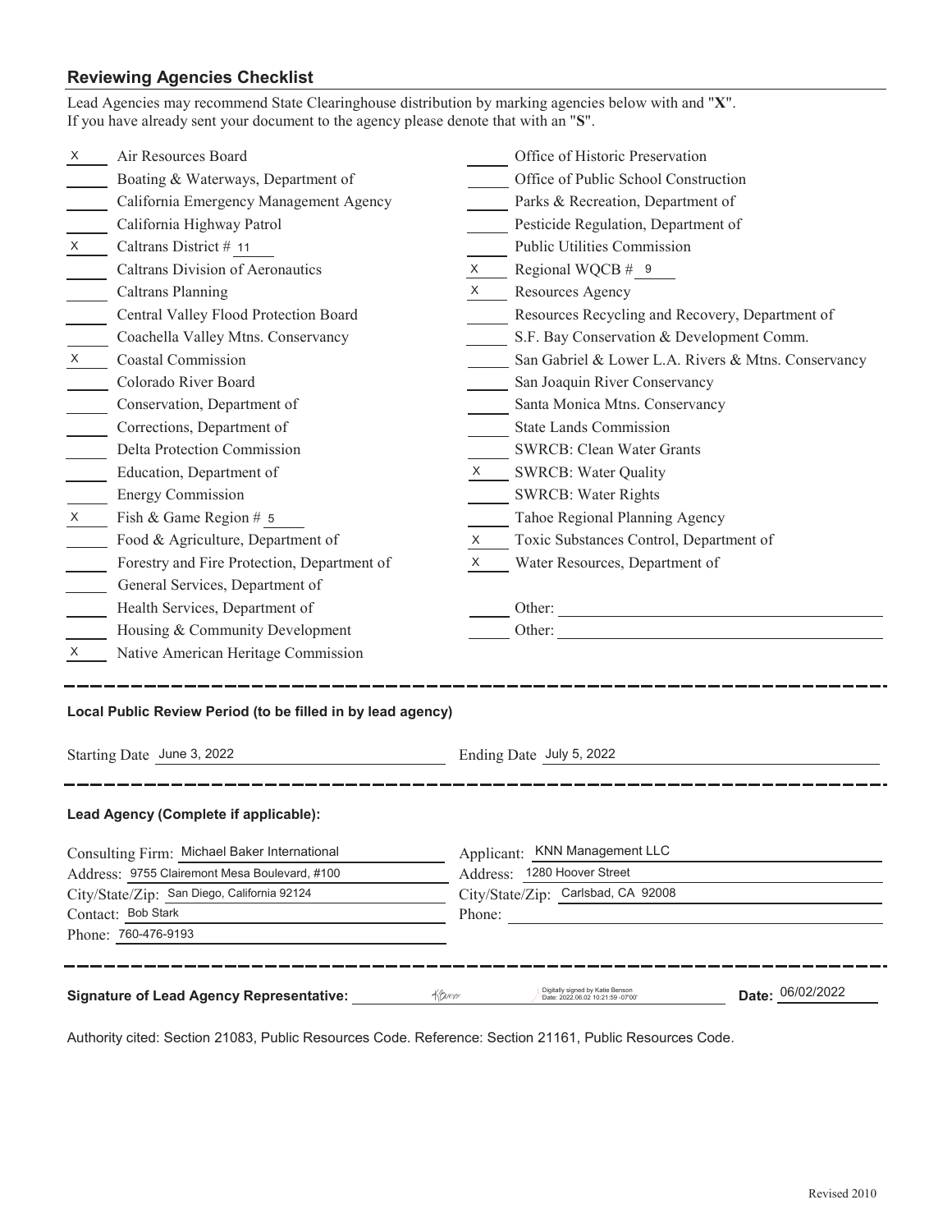## Reviewing Agencies Checklist

Lead Agencies may recommend State Clearinghouse distribution by marking agencies below with and "**X**".
If you have already sent your document to the agency please denote that with an "**S**".

| Mark | Agency | Mark | Agency |
|---|---|---|---|
| X | Air Resources Board | | Office of Historic Preservation |
| | Boating & Waterways, Department of | | Office of Public School Construction |
| | California Emergency Management Agency | | Parks & Recreation, Department of |
| | California Highway Patrol | | Pesticide Regulation, Department of |
| X | Caltrans District # 11 | | Public Utilities Commission |
| | Caltrans Division of Aeronautics | X | Regional WQCB # 9 |
| | Caltrans Planning | X | Resources Agency |
| | Central Valley Flood Protection Board | | Resources Recycling and Recovery, Department of |
| | Coachella Valley Mtns. Conservancy | | S.F. Bay Conservation & Development Comm. |
| X | Coastal Commission | | San Gabriel & Lower L.A. Rivers & Mtns. Conservancy |
| | Colorado River Board | | San Joaquin River Conservancy |
| | Conservation, Department of | | Santa Monica Mtns. Conservancy |
| | Corrections, Department of | | State Lands Commission |
| | Delta Protection Commission | | SWRCB: Clean Water Grants |
| | Education, Department of | X | SWRCB: Water Quality |
| | Energy Commission | | SWRCB: Water Rights |
| X | Fish & Game Region # 5 | | Tahoe Regional Planning Agency |
| | Food & Agriculture, Department of | X | Toxic Substances Control, Department of |
| | Forestry and Fire Protection, Department of | X | Water Resources, Department of |
| | General Services, Department of | | |
| | Health Services, Department of | | Other: |
| | Housing & Community Development | | Other: |
| X | Native American Heritage Commission | | |

---

**Local Public Review Period (to be filled in by lead agency)**

Starting Date June 3, 2022 Ending Date July 5, 2022

---

**Lead Agency (Complete if applicable):**

Consulting Firm: Michael Baker International
Address: 9755 Clairemont Mesa Boulevard, #100
City/State/Zip: San Diego, California 92124
Contact: Bob Stark
Phone: 760-476-9193

Applicant: KNN Management LLC
Address: 1280 Hoover Street
City/State/Zip: Carlsbad, CA 92008
Phone:

---

**Signature of Lead Agency Representative:** Digitally signed by Katie Benson Date: 2022.06.02 10:21:59 -07'00' **Date:** 06/02/2022

Authority cited: Section 21083, Public Resources Code. Reference: Section 21161, Public Resources Code.

Revised 2010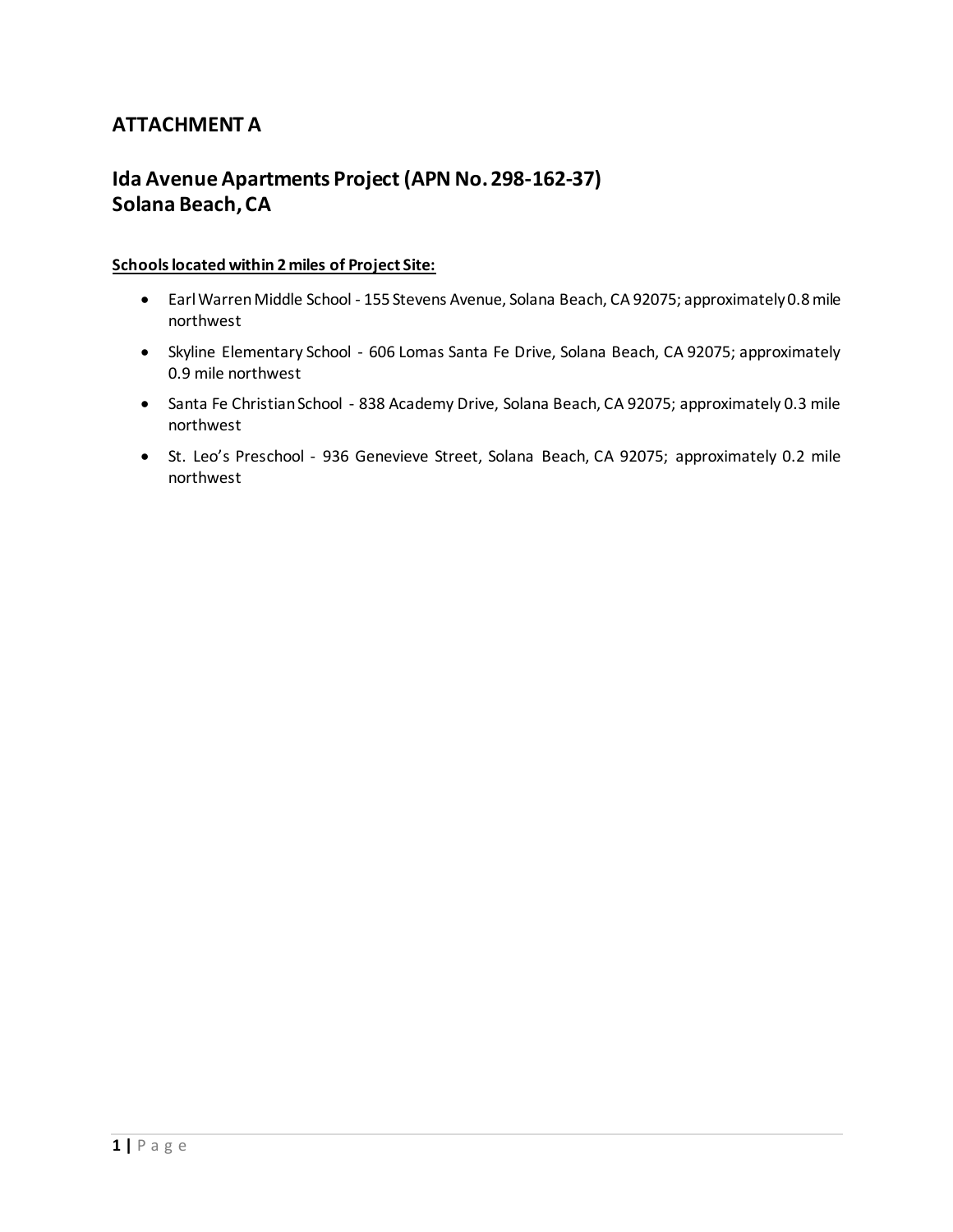## ATTACHMENT A

## Ida Avenue Apartments Project (APN No. 298-162-37)
## Solana Beach, CA

**Schools located within 2 miles of Project Site:**

- Earl Warren Middle School - 155 Stevens Avenue, Solana Beach, CA 92075; approximately 0.8 mile northwest
- Skyline Elementary School - 606 Lomas Santa Fe Drive, Solana Beach, CA 92075; approximately 0.9 mile northwest
- Santa Fe Christian School - 838 Academy Drive, Solana Beach, CA 92075; approximately 0.3 mile northwest
- St. Leo's Preschool - 936 Genevieve Street, Solana Beach, CA 92075; approximately 0.2 mile northwest